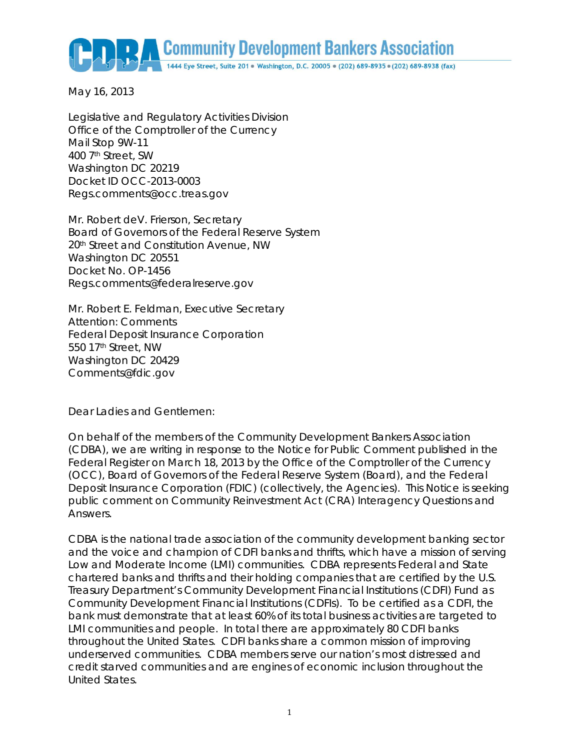**Community Development Bankers Association**

1444 Eye Street, Suite 201 • Washington, D.C. 20005 • (202) 689-8935 • (202) 689-8938 (fax)

May 16, 2013

Legislative and Regulatory Activities Division
Office of the Comptroller of the Currency
Mail Stop 9W-11
400 7th Street, SW
Washington DC 20219
Docket ID OCC-2013-0003
Regs.comments@occ.treas.gov

Mr. Robert deV. Frierson, Secretary
Board of Governors of the Federal Reserve System
20th Street and Constitution Avenue, NW
Washington DC 20551
Docket No. OP-1456
Regs.comments@federalreserve.gov

Mr. Robert E. Feldman, Executive Secretary
Attention: Comments
Federal Deposit Insurance Corporation
550 17th Street, NW
Washington DC 20429
Comments@fdic.gov

Dear Ladies and Gentlemen:

On behalf of the members of the Community Development Bankers Association (CDBA), we are writing in response to the Notice for Public Comment published in the Federal Register on March 18, 2013 by the Office of the Comptroller of the Currency (OCC), Board of Governors of the Federal Reserve System (Board), and the Federal Deposit Insurance Corporation (FDIC) (collectively, the Agencies). This Notice is seeking public comment on Community Reinvestment Act (CRA) Interagency Questions and Answers.

CDBA is the national trade association of the community development banking sector and the voice and champion of CDFI banks and thrifts, which have a mission of serving Low and Moderate Income (LMI) communities. CDBA represents Federal and State chartered banks and thrifts and their holding companies that are certified by the U.S. Treasury Department's Community Development Financial Institutions (CDFI) Fund as Community Development Financial Institutions (CDFIs). To be certified as a CDFI, the bank must demonstrate that at least 60% of its total business activities are targeted to LMI communities and people. In total there are approximately 80 CDFI banks throughout the United States. CDFI banks share a common mission of improving underserved communities. CDBA members serve our nation's most distressed and credit starved communities and are engines of economic inclusion throughout the United States.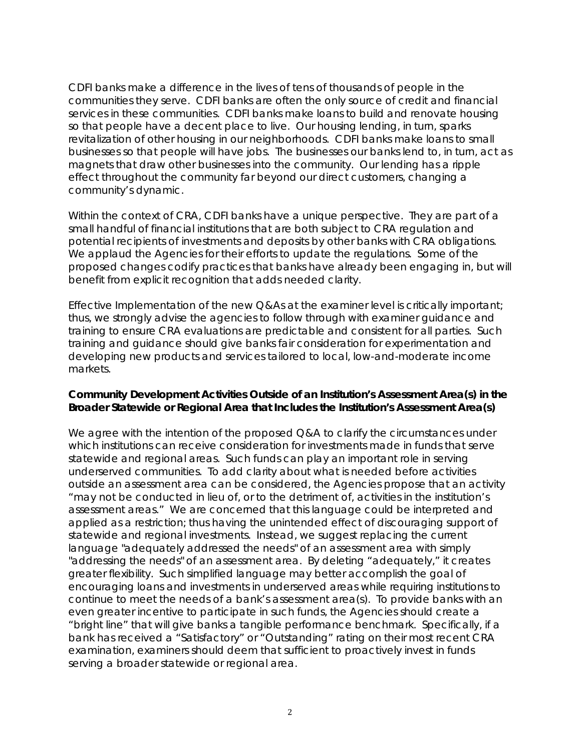CDFI banks make a difference in the lives of tens of thousands of people in the communities they serve. CDFI banks are often the only source of credit and financial services in these communities. CDFI banks make loans to build and renovate housing so that people have a decent place to live. Our housing lending, in turn, sparks revitalization of other housing in our neighborhoods. CDFI banks make loans to small businesses so that people will have jobs. The businesses our banks lend to, in turn, act as magnets that draw other businesses into the community. Our lending has a ripple effect throughout the community far beyond our direct customers, changing a community's dynamic.

Within the context of CRA, CDFI banks have a unique perspective. They are part of a small handful of financial institutions that are both subject to CRA regulation and potential recipients of investments and deposits by other banks with CRA obligations. We applaud the Agencies for their efforts to update the regulations. Some of the proposed changes codify practices that banks have already been engaging in, but will benefit from explicit recognition that adds needed clarity.

Effective Implementation of the new Q&As at the examiner level is critically important; thus, we strongly advise the agencies to follow through with examiner guidance and training to ensure CRA evaluations are predictable and consistent for all parties. Such training and guidance should give banks fair consideration for experimentation and developing new products and services tailored to local, low-and-moderate income markets.

**Community Development Activities Outside of an Institution's Assessment Area(s) in the Broader Statewide or Regional Area that Includes the Institution's Assessment Area(s)**

We agree with the intention of the proposed Q&A to clarify the circumstances under which institutions can receive consideration for investments made in funds that serve statewide and regional areas. Such funds can play an important role in serving underserved communities. To add clarity about what is needed before activities outside an assessment area can be considered, the Agencies propose that an activity "may not be conducted in lieu of, or to the detriment of, activities in the institution's assessment areas." We are concerned that this language could be interpreted and applied as a restriction; thus having the unintended effect of discouraging support of statewide and regional investments. Instead, we suggest replacing the current language "adequately addressed the needs" of an assessment area with simply "addressing the needs" of an assessment area. By deleting "adequately," it creates greater flexibility. Such simplified language may better accomplish the goal of encouraging loans and investments in underserved areas while requiring institutions to continue to meet the needs of a bank's assessment area(s). To provide banks with an even greater incentive to participate in such funds, the Agencies should create a "bright line" that will give banks a tangible performance benchmark. Specifically, if a bank has received a "Satisfactory" or "Outstanding" rating on their most recent CRA examination, examiners should deem that sufficient to proactively invest in funds serving a broader statewide or regional area.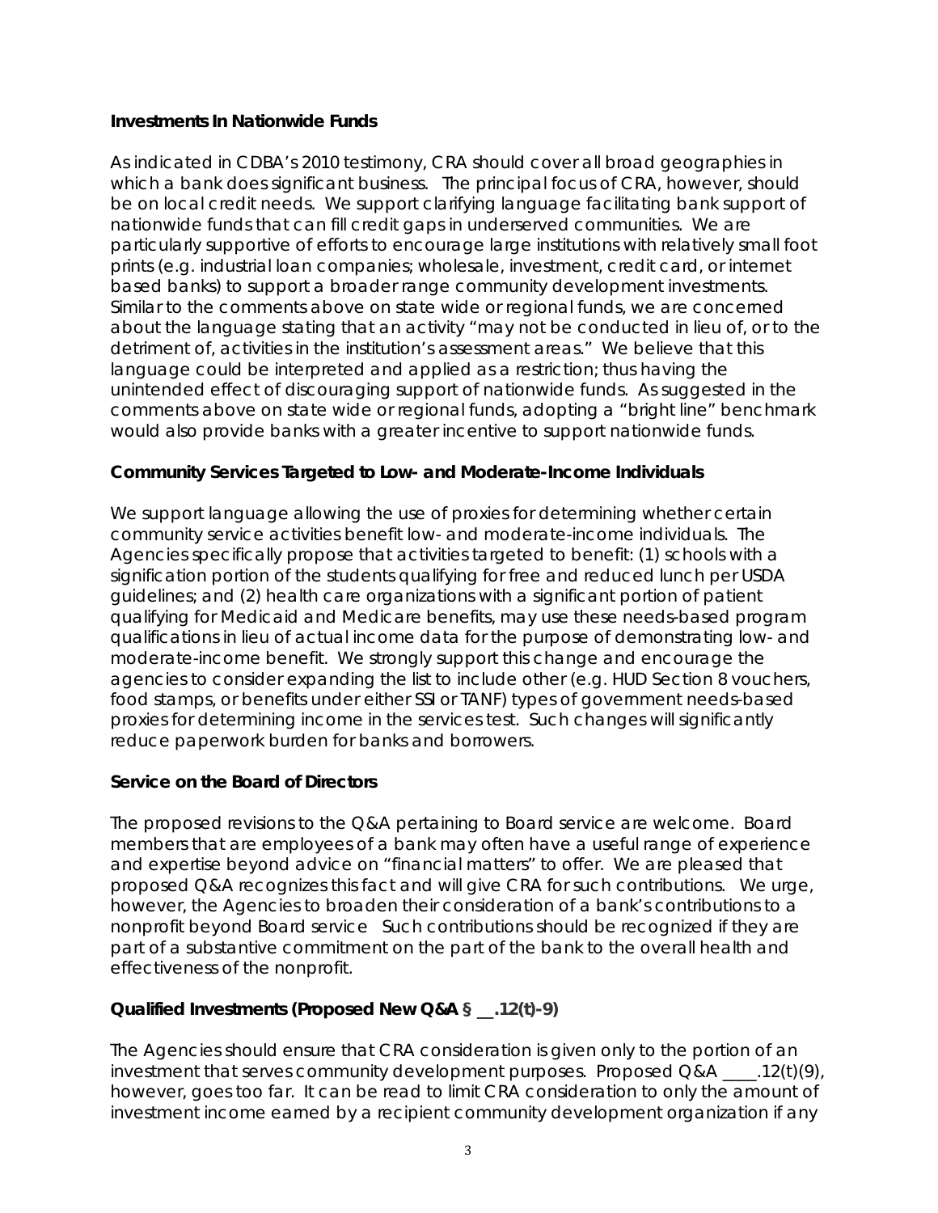**Investments In Nationwide Funds**

As indicated in CDBA's 2010 testimony, CRA should cover all broad geographies in which a bank does significant business. The principal focus of CRA, however, should be on local credit needs. We support clarifying language facilitating bank support of nationwide funds that can fill credit gaps in underserved communities. We are particularly supportive of efforts to encourage large institutions with relatively small foot prints (e.g. industrial loan companies; wholesale, investment, credit card, or internet based banks) to support a broader range community development investments. Similar to the comments above on state wide or regional funds, we are concerned about the language stating that an activity "may not be conducted in lieu of, or to the detriment of, activities in the institution's assessment areas." We believe that this language could be interpreted and applied as a restriction; thus having the unintended effect of discouraging support of nationwide funds. As suggested in the comments above on state wide or regional funds, adopting a "bright line" benchmark would also provide banks with a greater incentive to support nationwide funds.

**Community Services Targeted to Low- and Moderate-Income Individuals**

We support language allowing the use of proxies for determining whether certain community service activities benefit low- and moderate-income individuals. The Agencies specifically propose that activities targeted to benefit: (1) schools with a signification portion of the students qualifying for free and reduced lunch per USDA guidelines; and (2) health care organizations with a significant portion of patient qualifying for Medicaid and Medicare benefits, may use these needs-based program qualifications in lieu of actual income data for the purpose of demonstrating low- and moderate-income benefit. We strongly support this change and encourage the agencies to consider expanding the list to include other (e.g. HUD Section 8 vouchers, food stamps, or benefits under either SSI or TANF) types of government needs-based proxies for determining income in the services test. Such changes will significantly reduce paperwork burden for banks and borrowers.

**Service on the Board of Directors**

The proposed revisions to the Q&A pertaining to Board service are welcome. Board members that are employees of a bank may often have a useful range of experience and expertise beyond advice on "financial matters" to offer. We are pleased that proposed Q&A recognizes this fact and will give CRA for such contributions. We urge, however, the Agencies to broaden their consideration of a bank's contributions to a nonprofit beyond Board service Such contributions should be recognized if they are part of a substantive commitment on the part of the bank to the overall health and effectiveness of the nonprofit.

**Qualified Investments (Proposed New Q&A § __.12(t)-9)**

The Agencies should ensure that CRA consideration is given only to the portion of an investment that serves community development purposes. Proposed Q&A ____.12(t)(9), however, goes too far. It can be read to limit CRA consideration to only the amount of investment income earned by a recipient community development organization if any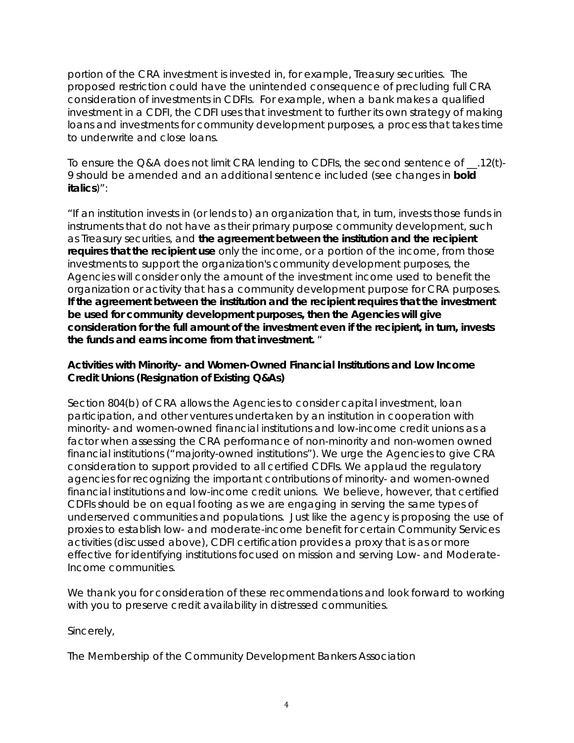portion of the CRA investment is invested in, for example, Treasury securities. The proposed restriction could have the unintended consequence of precluding full CRA consideration of investments in CDFIs. For example, when a bank makes a qualified investment in a CDFI, the CDFI uses that investment to further its own strategy of making loans and investments for community development purposes, a process that takes time to underwrite and close loans.

To ensure the Q&A does not limit CRA lending to CDFIs, the second sentence of __.12(t)-9 should be amended and an additional sentence included (see changes in ***bold italics***)":

*"If an institution invests in (or lends to) an organization that, in turn, invests those funds in instruments that do not have as their primary purpose community development, such as Treasury securities, and **the agreement between the institution and the recipient requires that the recipient use** only the income, or a portion of the income, from those investments to support the organization's community development purposes, the Agencies will consider only the amount of the investment income used to benefit the organization or activity that has a community development purpose for CRA purposes. **If the agreement between the institution and the recipient requires that the investment be used for community development purposes, then the Agencies will give consideration for the full amount of the investment even if the recipient, in turn, invests the funds and earns income from that investment.** "*

**Activities with Minority- and Women-Owned Financial Institutions and Low Income Credit Unions (Resignation of Existing Q&As)**

Section 804(b) of CRA allows the Agencies to consider capital investment, loan participation, and other ventures undertaken by an institution in cooperation with minority- and women-owned financial institutions and low-income credit unions as a factor when assessing the CRA performance of non-minority and non-women owned financial institutions ("majority-owned institutions"). We urge the Agencies to give CRA consideration to support provided to all certified CDFIs. We applaud the regulatory agencies for recognizing the important contributions of minority- and women-owned financial institutions and low-income credit unions. We believe, however, that certified CDFIs should be on equal footing as we are engaging in serving the same types of underserved communities and populations. Just like the agency is proposing the use of proxies to establish low- and moderate-income benefit for certain Community Services activities (discussed above), CDFI certification provides a proxy that is as or more effective for identifying institutions focused on mission and serving Low- and Moderate-Income communities.

We thank you for consideration of these recommendations and look forward to working with you to preserve credit availability in distressed communities.

Sincerely,

The Membership of the Community Development Bankers Association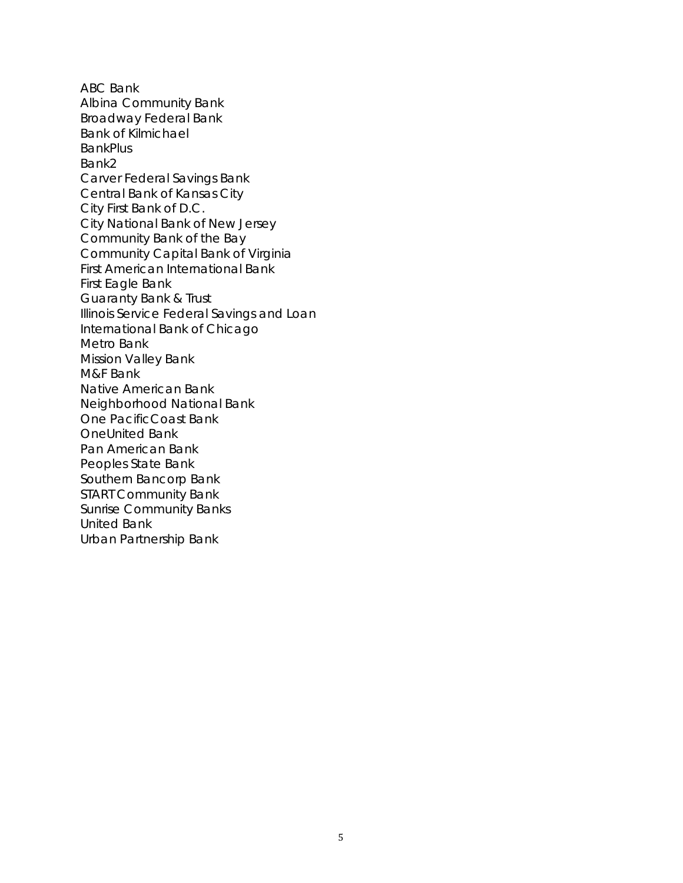ABC Bank
Albina Community Bank
Broadway Federal Bank
Bank of Kilmichael
BankPlus
Bank2
Carver Federal Savings Bank
Central Bank of Kansas City
City First Bank of D.C.
City National Bank of New Jersey
Community Bank of the Bay
Community Capital Bank of Virginia
First American International Bank
First Eagle Bank
Guaranty Bank & Trust
Illinois Service Federal Savings and Loan
International Bank of Chicago
Metro Bank
Mission Valley Bank
M&F Bank
Native American Bank
Neighborhood National Bank
One Pacific Coast Bank
OneUnited Bank
Pan American Bank
Peoples State Bank
Southern Bancorp Bank
START Community Bank
Sunrise Community Banks
United Bank
Urban Partnership Bank